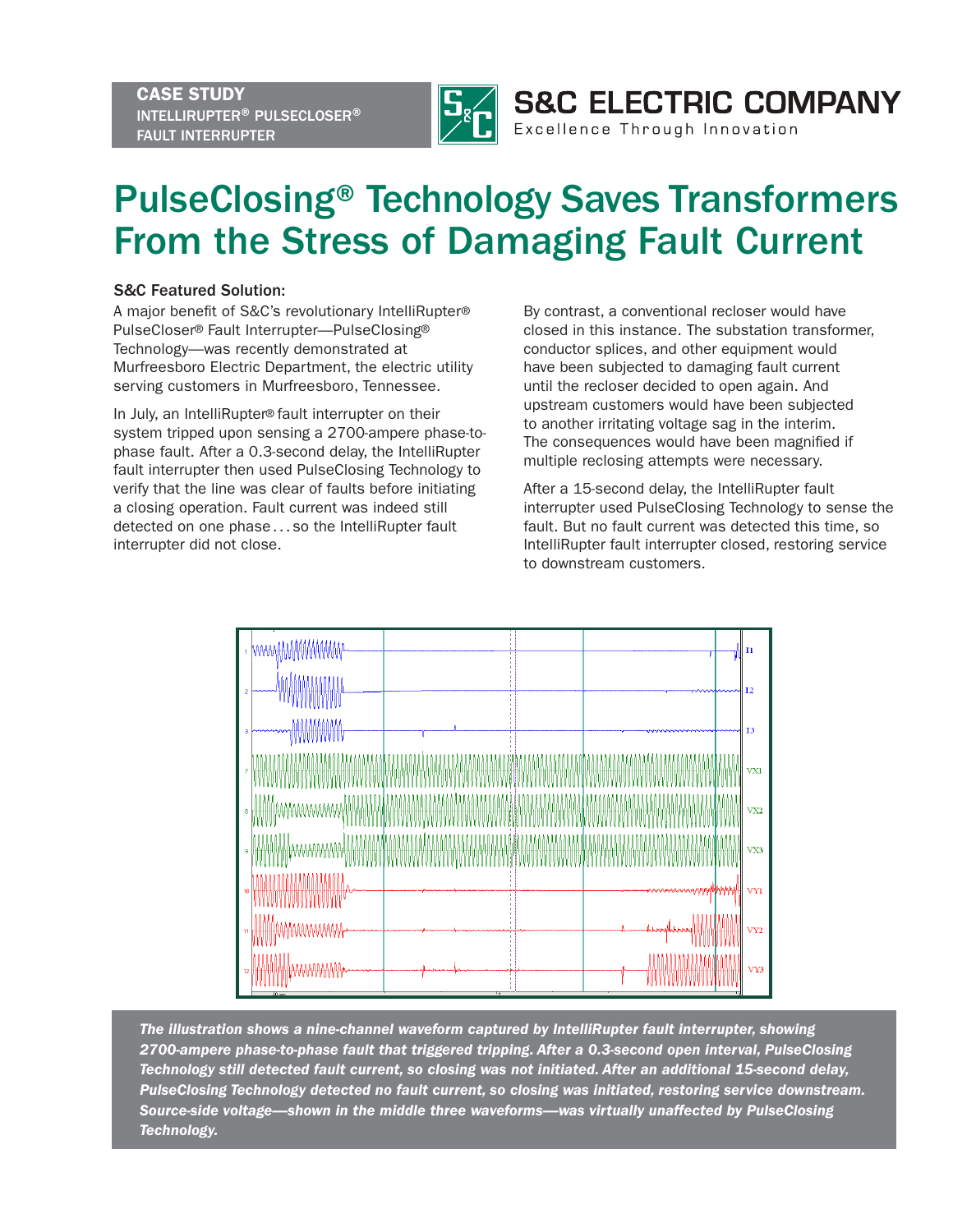**CASE STUDY**
INTELLIRUPTER® PULSECLOSER® FAULT INTERRUPTER

S&C ELECTRIC COMPANY
Excellence Through Innovation

# PulseClosing® Technology Saves Transformers From the Stress of Damaging Fault Current

## S&C Featured Solution:

A major benefit of S&C's revolutionary IntelliRupter® PulseCloser® Fault Interrupter—PulseClosing® Technology—was recently demonstrated at Murfreesboro Electric Department, the electric utility serving customers in Murfreesboro, Tennessee.

In July, an IntelliRupter® fault interrupter on their system tripped upon sensing a 2700-ampere phase-to-phase fault. After a 0.3-second delay, the IntelliRupter fault interrupter then used PulseClosing Technology to verify that the line was clear of faults before initiating a closing operation. Fault current was indeed still detected on one phase . . . so the IntelliRupter fault interrupter did not close.

By contrast, a conventional recloser would have closed in this instance. The substation transformer, conductor splices, and other equipment would have been subjected to damaging fault current until the recloser decided to open again. And upstream customers would have been subjected to another irritating voltage sag in the interim. The consequences would have been magnified if multiple reclosing attempts were necessary.

After a 15-second delay, the IntelliRupter fault interrupter used PulseClosing Technology to sense the fault. But no fault current was detected this time, so IntelliRupter fault interrupter closed, restoring service to downstream customers.

***The illustration shows a nine-channel waveform captured by IntelliRupter fault interrupter, showing 2700-ampere phase-to-phase fault that triggered tripping. After a 0.3-second open interval, PulseClosing Technology still detected fault current, so closing was not initiated. After an additional 15-second delay, PulseClosing Technology detected no fault current, so closing was initiated, restoring service downstream. Source-side voltage—shown in the middle three waveforms—was virtually unaffected by PulseClosing Technology.***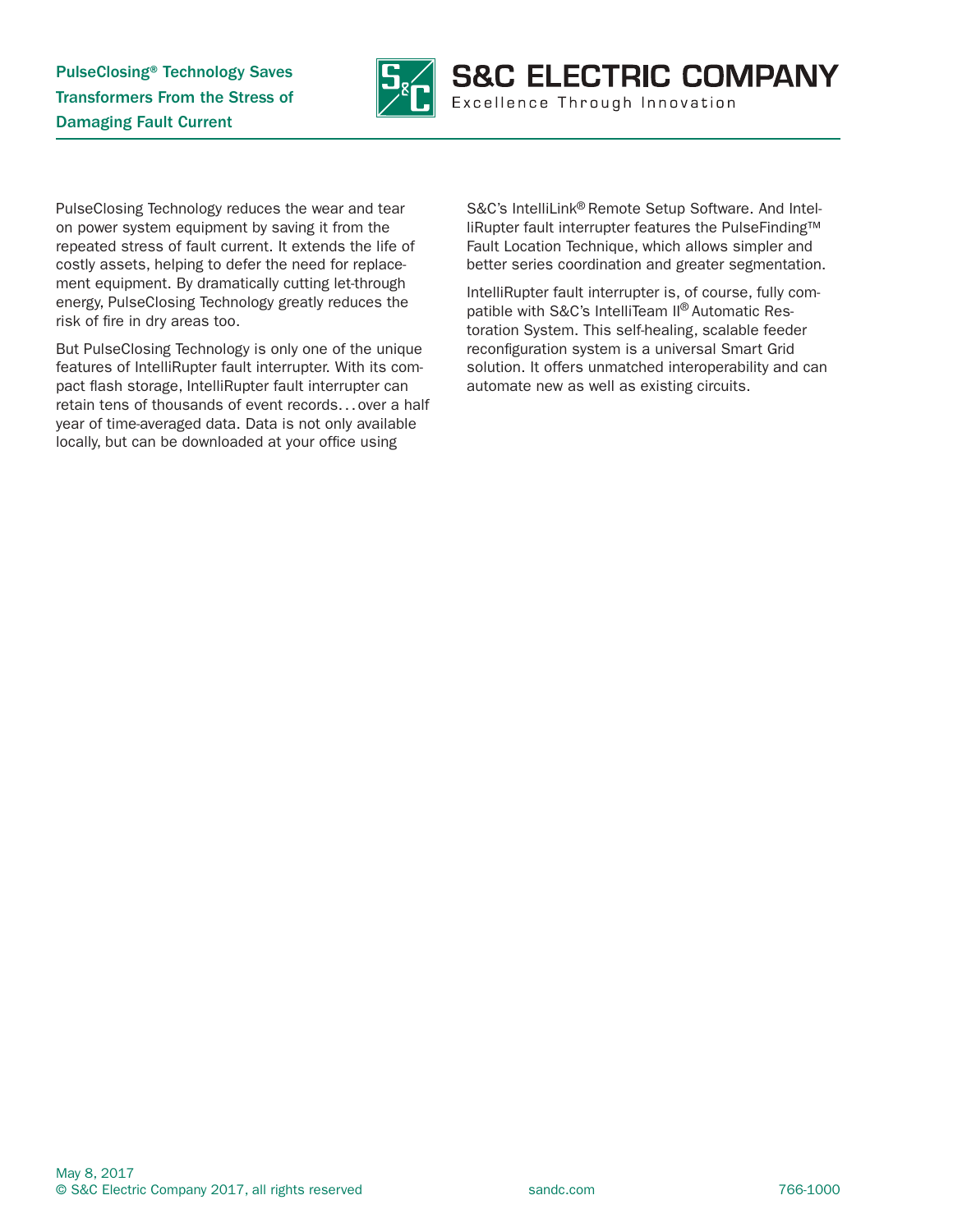PulseClosing Technology reduces the wear and tear on power system equipment by saving it from the repeated stress of fault current. It extends the life of costly assets, helping to defer the need for replacement equipment. By dramatically cutting let-through energy, PulseClosing Technology greatly reduces the risk of fire in dry areas too.

But PulseClosing Technology is only one of the unique features of IntelliRupter fault interrupter. With its compact flash storage, IntelliRupter fault interrupter can retain tens of thousands of event records. . . over a half year of time-averaged data. Data is not only available locally, but can be downloaded at your office using S&C's IntelliLink® Remote Setup Software. And IntelliRupter fault interrupter features the PulseFinding™ Fault Location Technique, which allows simpler and better series coordination and greater segmentation.

IntelliRupter fault interrupter is, of course, fully compatible with S&C's IntelliTeam II® Automatic Restoration System. This self-healing, scalable feeder reconfiguration system is a universal Smart Grid solution. It offers unmatched interoperability and can automate new as well as existing circuits.

May 8, 2017
© S&C Electric Company 2017, all rights reserved

sandc.com

766-1000